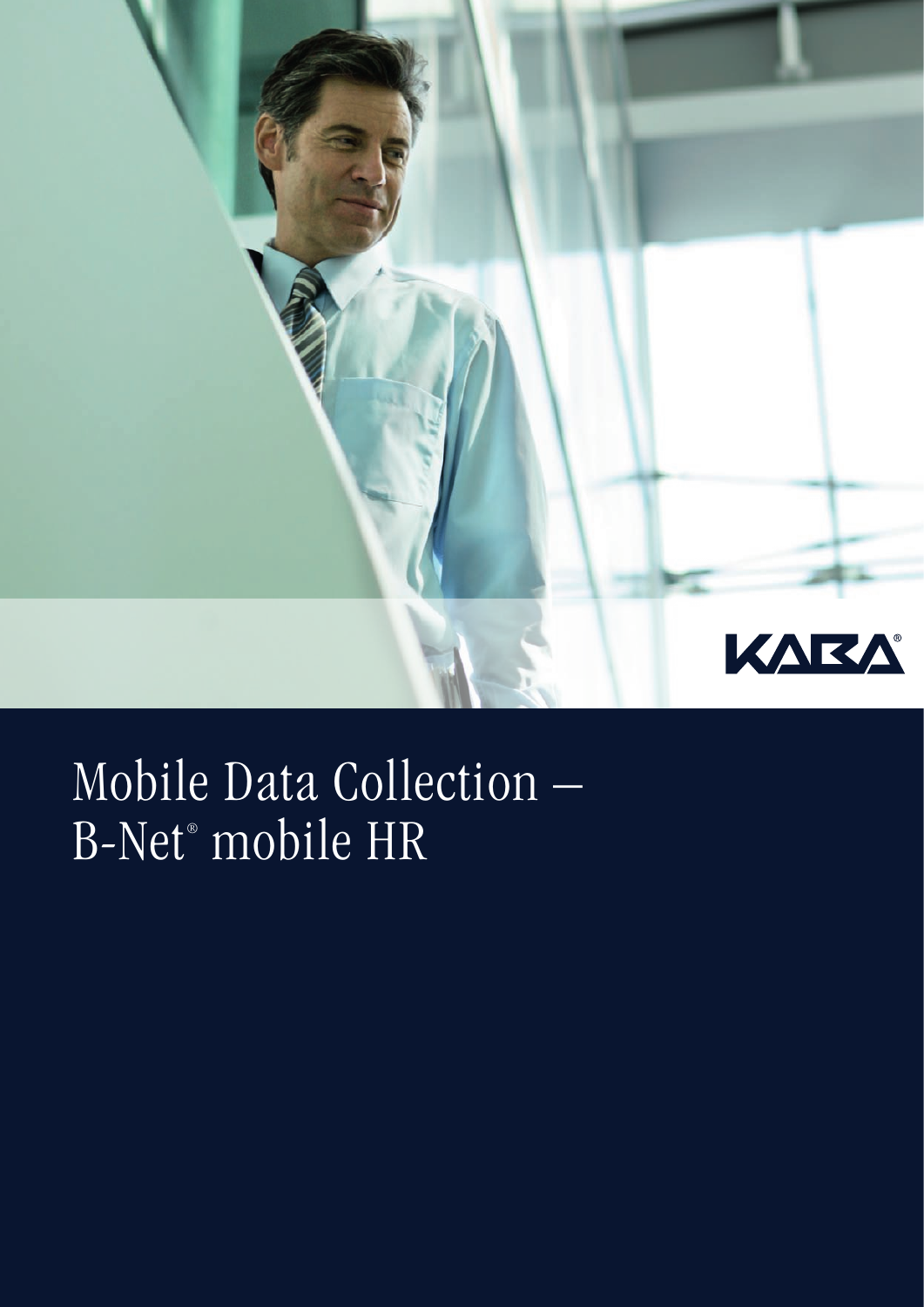KABA®

# Mobile Data Collection – B-Net® mobile HR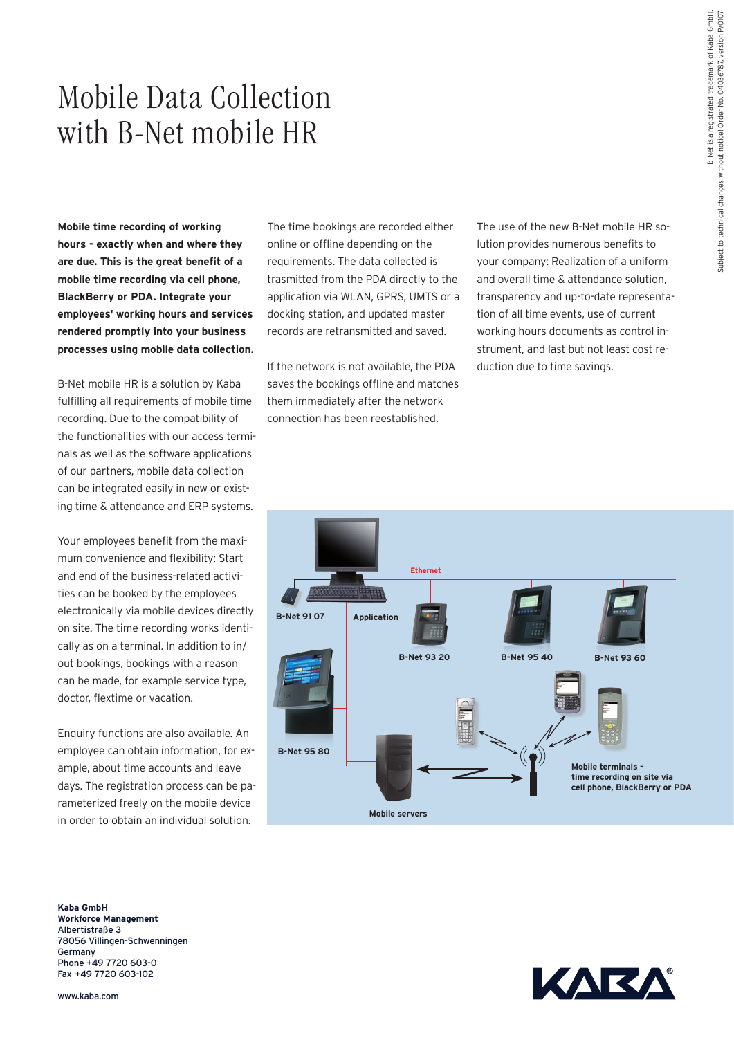# Mobile Data Collection with B-Net mobile HR

**Mobile time recording of working hours - exactly when and where they are due. This is the great benefit of a mobile time recording via cell phone, BlackBerry or PDA. Integrate your employees' working hours and services rendered promptly into your business processes using mobile data collection.**

B-Net mobile HR is a solution by Kaba fulfilling all requirements of mobile time recording. Due to the compatibility of the functionalities with our access terminals as well as the software applications of our partners, mobile data collection can be integrated easily in new or existing time & attendance and ERP systems.

Your employees benefit from the maximum convenience and flexibility: Start and end of the business-related activities can be booked by the employees electronically via mobile devices directly on site. The time recording works identically as on a terminal. In addition to in/out bookings, bookings with a reason can be made, for example service type, doctor, flextime or vacation.

Enquiry functions are also available. An employee can obtain information, for example, about time accounts and leave days. The registration process can be parameterized freely on the mobile device in order to obtain an individual solution.

The time bookings are recorded either online or offline depending on the requirements. The data collected is trasmitted from the PDA directly to the application via WLAN, GPRS, UMTS or a docking station, and updated master records are retransmitted and saved.

If the network is not available, the PDA saves the bookings offline and matches them immediately after the network connection has been reestablished.

The use of the new B-Net mobile HR solution provides numerous benefits to your company: Realization of a uniform and overall time & attendance solution, transparency and up-to-date representation of all time events, use of current working hours documents as control instrument, and last but not least cost reduction due to time savings.

Ethernet

B-Net 91 07

Application

B-Net 93 20

B-Net 95 40

B-Net 93 60

B-Net 95 80

Mobile servers

Mobile terminals – time recording on site via cell phone, BlackBerry or PDA

B-Net is a registered trademark of Kaba GmbH.
Subject to technical changes without notice! Order No. 04036787, version P/0107

**Kaba GmbH**
**Workforce Management**
Albertistraße 3
78056 Villingen-Schwenningen
Germany
Phone +49 7720 603-0
Fax +49 7720 603-102

www.kaba.com

KABA®